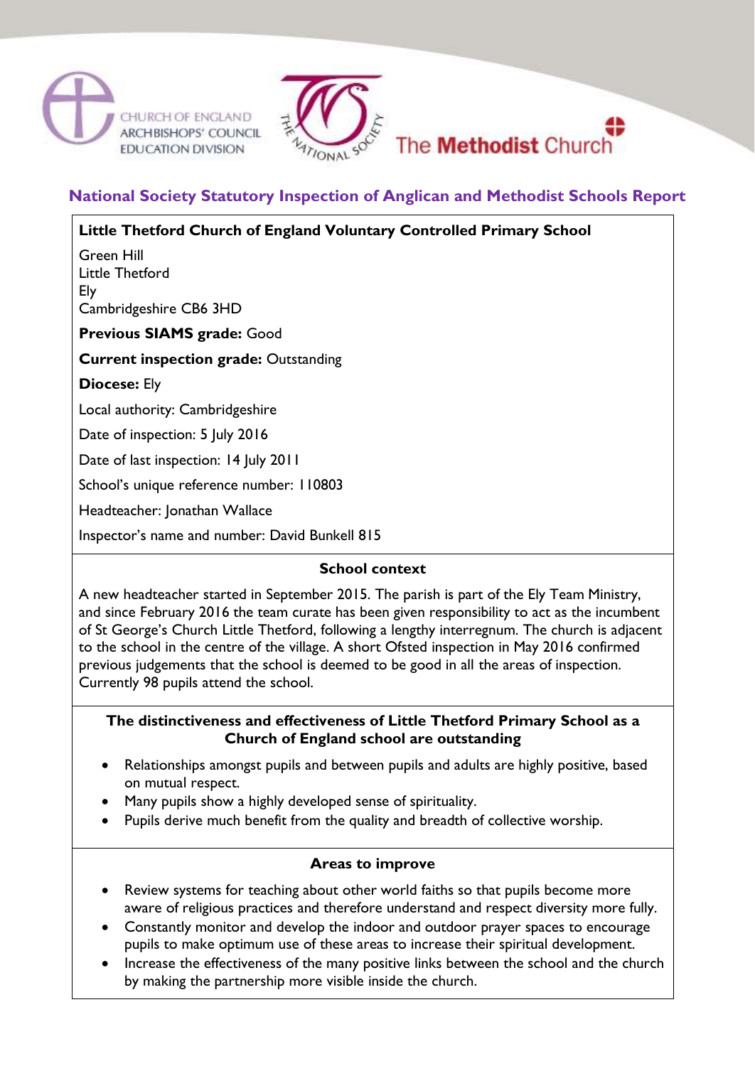CHURCH OF ENGLAND
ARCHBISHOPS' COUNCIL
EDUCATION DIVISION

The National Society

The **Methodist** Church

## National Society Statutory Inspection of Anglican and Methodist Schools Report

**Little Thetford Church of England Voluntary Controlled Primary School**

Green Hill
Little Thetford
Ely
Cambridgeshire CB6 3HD

**Previous SIAMS grade:** Good

**Current inspection grade:** Outstanding

**Diocese:** Ely

Local authority: Cambridgeshire

Date of inspection: 5 July 2016

Date of last inspection: 14 July 2011

School's unique reference number: 110803

Headteacher: Jonathan Wallace

Inspector's name and number: David Bunkell 815

### School context

A new headteacher started in September 2015. The parish is part of the Ely Team Ministry, and since February 2016 the team curate has been given responsibility to act as the incumbent of St George's Church Little Thetford, following a lengthy interregnum. The church is adjacent to the school in the centre of the village. A short Ofsted inspection in May 2016 confirmed previous judgements that the school is deemed to be good in all the areas of inspection. Currently 98 pupils attend the school.

### The distinctiveness and effectiveness of Little Thetford Primary School as a Church of England school are outstanding

- Relationships amongst pupils and between pupils and adults are highly positive, based on mutual respect.
- Many pupils show a highly developed sense of spirituality.
- Pupils derive much benefit from the quality and breadth of collective worship.

### Areas to improve

- Review systems for teaching about other world faiths so that pupils become more aware of religious practices and therefore understand and respect diversity more fully.
- Constantly monitor and develop the indoor and outdoor prayer spaces to encourage pupils to make optimum use of these areas to increase their spiritual development.
- Increase the effectiveness of the many positive links between the school and the church by making the partnership more visible inside the church.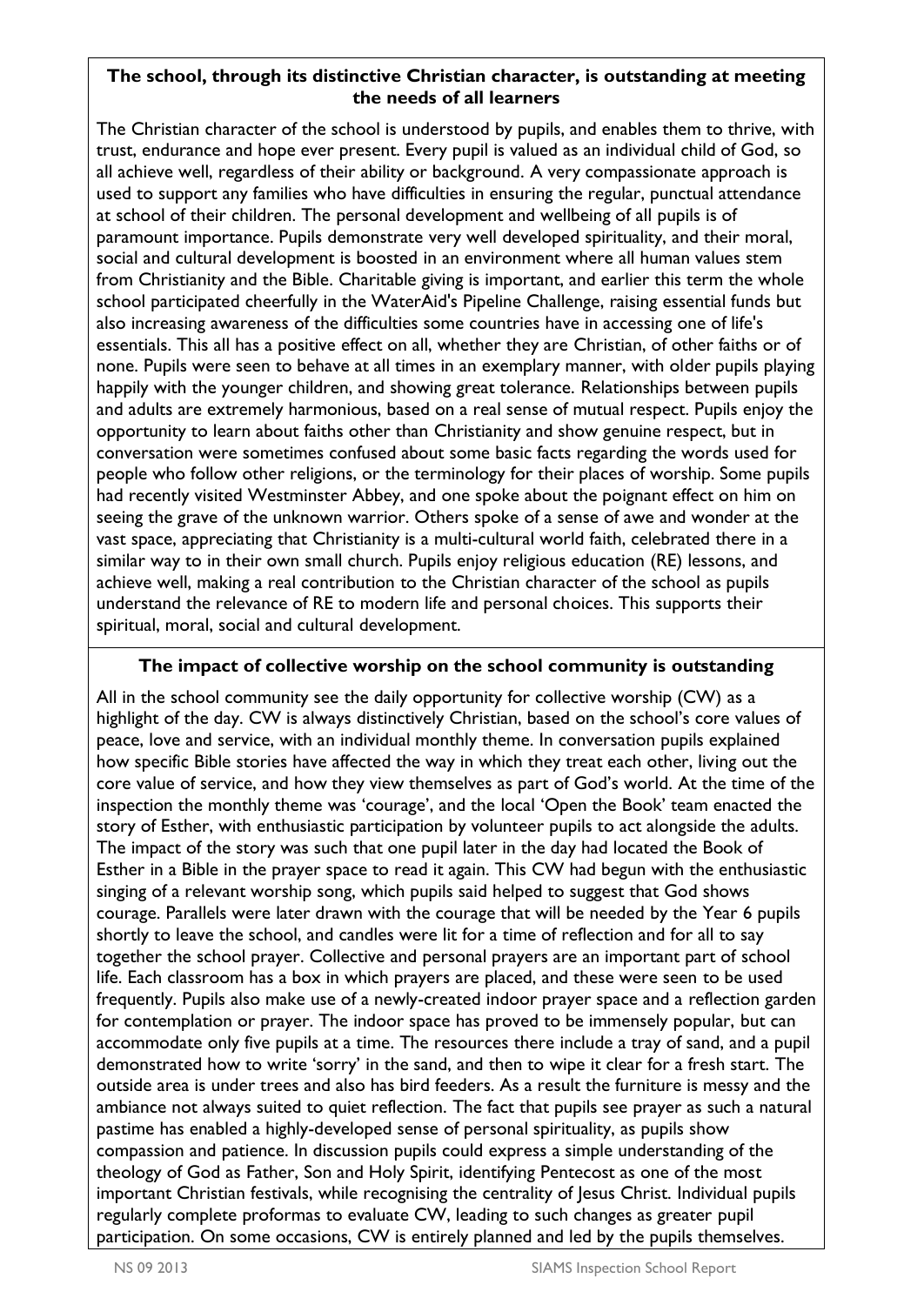**The school, through its distinctive Christian character, is outstanding at meeting the needs of all learners**

The Christian character of the school is understood by pupils, and enables them to thrive, with trust, endurance and hope ever present. Every pupil is valued as an individual child of God, so all achieve well, regardless of their ability or background. A very compassionate approach is used to support any families who have difficulties in ensuring the regular, punctual attendance at school of their children. The personal development and wellbeing of all pupils is of paramount importance. Pupils demonstrate very well developed spirituality, and their moral, social and cultural development is boosted in an environment where all human values stem from Christianity and the Bible. Charitable giving is important, and earlier this term the whole school participated cheerfully in the WaterAid's Pipeline Challenge, raising essential funds but also increasing awareness of the difficulties some countries have in accessing one of life's essentials. This all has a positive effect on all, whether they are Christian, of other faiths or of none. Pupils were seen to behave at all times in an exemplary manner, with older pupils playing happily with the younger children, and showing great tolerance. Relationships between pupils and adults are extremely harmonious, based on a real sense of mutual respect. Pupils enjoy the opportunity to learn about faiths other than Christianity and show genuine respect, but in conversation were sometimes confused about some basic facts regarding the words used for people who follow other religions, or the terminology for their places of worship. Some pupils had recently visited Westminster Abbey, and one spoke about the poignant effect on him on seeing the grave of the unknown warrior. Others spoke of a sense of awe and wonder at the vast space, appreciating that Christianity is a multi-cultural world faith, celebrated there in a similar way to in their own small church. Pupils enjoy religious education (RE) lessons, and achieve well, making a real contribution to the Christian character of the school as pupils understand the relevance of RE to modern life and personal choices. This supports their spiritual, moral, social and cultural development.

**The impact of collective worship on the school community is outstanding**

All in the school community see the daily opportunity for collective worship (CW) as a highlight of the day. CW is always distinctively Christian, based on the school's core values of peace, love and service, with an individual monthly theme. In conversation pupils explained how specific Bible stories have affected the way in which they treat each other, living out the core value of service, and how they view themselves as part of God's world. At the time of the inspection the monthly theme was 'courage', and the local 'Open the Book' team enacted the story of Esther, with enthusiastic participation by volunteer pupils to act alongside the adults. The impact of the story was such that one pupil later in the day had located the Book of Esther in a Bible in the prayer space to read it again. This CW had begun with the enthusiastic singing of a relevant worship song, which pupils said helped to suggest that God shows courage. Parallels were later drawn with the courage that will be needed by the Year 6 pupils shortly to leave the school, and candles were lit for a time of reflection and for all to say together the school prayer. Collective and personal prayers are an important part of school life. Each classroom has a box in which prayers are placed, and these were seen to be used frequently. Pupils also make use of a newly-created indoor prayer space and a reflection garden for contemplation or prayer. The indoor space has proved to be immensely popular, but can accommodate only five pupils at a time. The resources there include a tray of sand, and a pupil demonstrated how to write 'sorry' in the sand, and then to wipe it clear for a fresh start. The outside area is under trees and also has bird feeders. As a result the furniture is messy and the ambiance not always suited to quiet reflection. The fact that pupils see prayer as such a natural pastime has enabled a highly-developed sense of personal spirituality, as pupils show compassion and patience. In discussion pupils could express a simple understanding of the theology of God as Father, Son and Holy Spirit, identifying Pentecost as one of the most important Christian festivals, while recognising the centrality of Jesus Christ. Individual pupils regularly complete proformas to evaluate CW, leading to such changes as greater pupil participation. On some occasions, CW is entirely planned and led by the pupils themselves.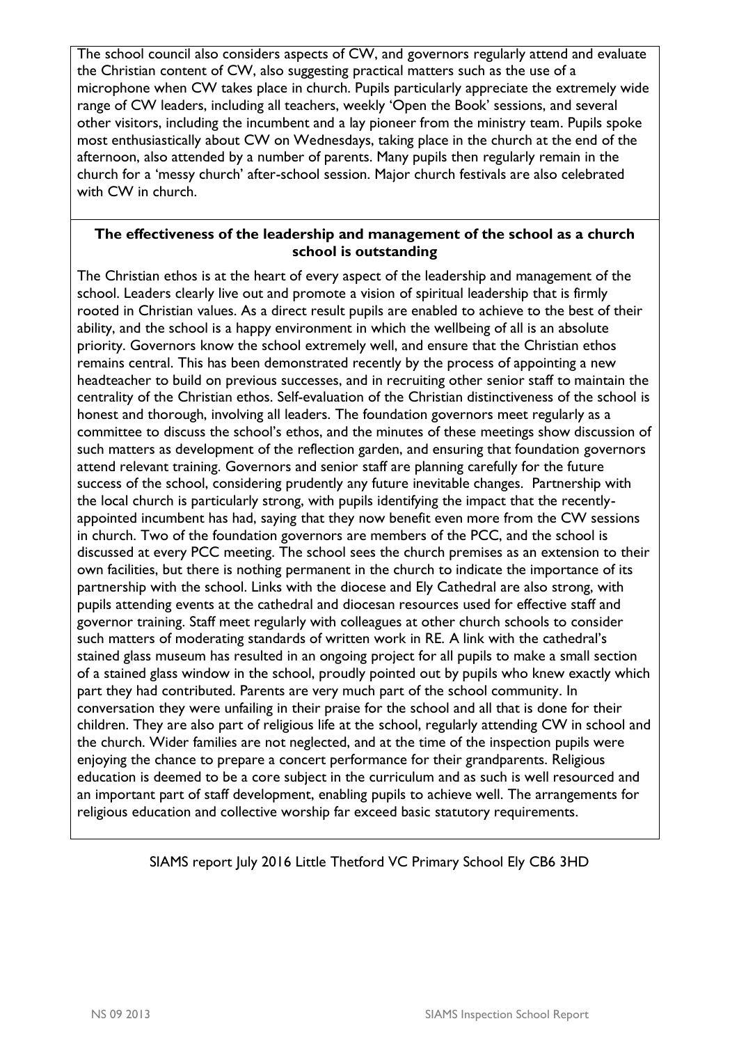The school council also considers aspects of CW, and governors regularly attend and evaluate the Christian content of CW, also suggesting practical matters such as the use of a microphone when CW takes place in church. Pupils particularly appreciate the extremely wide range of CW leaders, including all teachers, weekly 'Open the Book' sessions, and several other visitors, including the incumbent and a lay pioneer from the ministry team. Pupils spoke most enthusiastically about CW on Wednesdays, taking place in the church at the end of the afternoon, also attended by a number of parents. Many pupils then regularly remain in the church for a 'messy church' after-school session. Major church festivals are also celebrated with CW in church.

**The effectiveness of the leadership and management of the school as a church school is outstanding**

The Christian ethos is at the heart of every aspect of the leadership and management of the school. Leaders clearly live out and promote a vision of spiritual leadership that is firmly rooted in Christian values. As a direct result pupils are enabled to achieve to the best of their ability, and the school is a happy environment in which the wellbeing of all is an absolute priority. Governors know the school extremely well, and ensure that the Christian ethos remains central. This has been demonstrated recently by the process of appointing a new headteacher to build on previous successes, and in recruiting other senior staff to maintain the centrality of the Christian ethos. Self-evaluation of the Christian distinctiveness of the school is honest and thorough, involving all leaders. The foundation governors meet regularly as a committee to discuss the school's ethos, and the minutes of these meetings show discussion of such matters as development of the reflection garden, and ensuring that foundation governors attend relevant training. Governors and senior staff are planning carefully for the future success of the school, considering prudently any future inevitable changes. Partnership with the local church is particularly strong, with pupils identifying the impact that the recently-appointed incumbent has had, saying that they now benefit even more from the CW sessions in church. Two of the foundation governors are members of the PCC, and the school is discussed at every PCC meeting. The school sees the church premises as an extension to their own facilities, but there is nothing permanent in the church to indicate the importance of its partnership with the school. Links with the diocese and Ely Cathedral are also strong, with pupils attending events at the cathedral and diocesan resources used for effective staff and governor training. Staff meet regularly with colleagues at other church schools to consider such matters of moderating standards of written work in RE. A link with the cathedral's stained glass museum has resulted in an ongoing project for all pupils to make a small section of a stained glass window in the school, proudly pointed out by pupils who knew exactly which part they had contributed. Parents are very much part of the school community. In conversation they were unfailing in their praise for the school and all that is done for their children. They are also part of religious life at the school, regularly attending CW in school and the church. Wider families are not neglected, and at the time of the inspection pupils were enjoying the chance to prepare a concert performance for their grandparents. Religious education is deemed to be a core subject in the curriculum and as such is well resourced and an important part of staff development, enabling pupils to achieve well. The arrangements for religious education and collective worship far exceed basic statutory requirements.

SIAMS report July 2016 Little Thetford VC Primary School Ely CB6 3HD